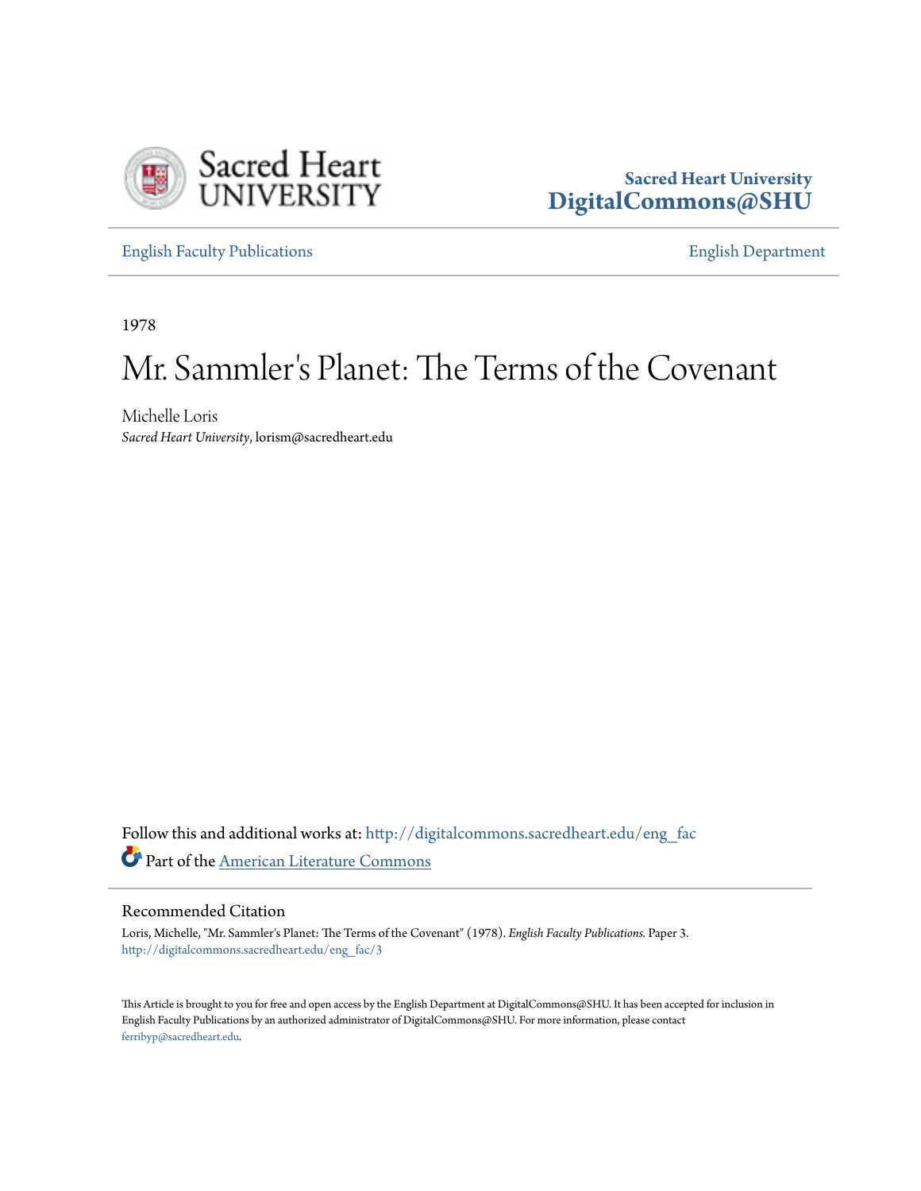Sacred Heart University
**DigitalCommons@SHU**

English Faculty Publications | English Department

1978

# Mr. Sammler's Planet: The Terms of the Covenant

Michelle Loris
*Sacred Heart University*, lorism@sacredheart.edu

Follow this and additional works at: http://digitalcommons.sacredheart.edu/eng_fac

Part of the American Literature Commons

## Recommended Citation

Loris, Michelle, "Mr. Sammler's Planet: The Terms of the Covenant" (1978). *English Faculty Publications.* Paper 3.
http://digitalcommons.sacredheart.edu/eng_fac/3

This Article is brought to you for free and open access by the English Department at DigitalCommons@SHU. It has been accepted for inclusion in English Faculty Publications by an authorized administrator of DigitalCommons@SHU. For more information, please contact ferribyp@sacredheart.edu.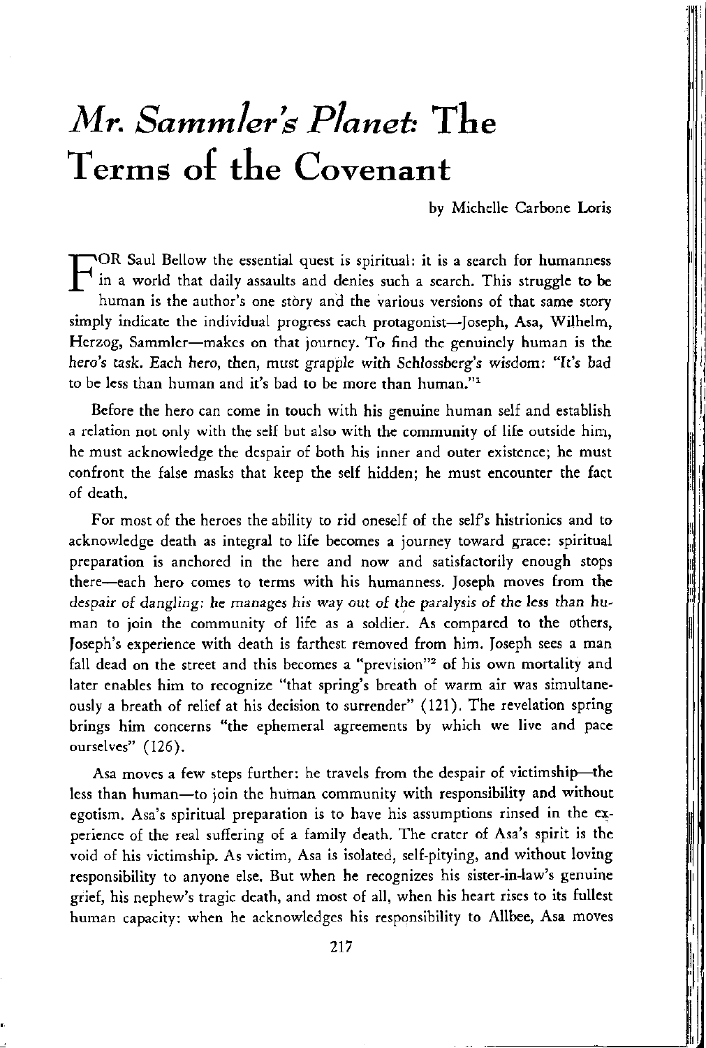# *Mr. Sammler's Planet*: The Terms of the Covenant

by Michelle Carbone Loris

FOR Saul Bellow the essential quest is spiritual: it is a search for humanness in a world that daily assaults and denies such a search. This struggle to be human is the author's one story and the various versions of that same story simply indicate the individual progress each protagonist—Joseph, Asa, Wilhelm, Herzog, Sammler—makes on that journey. To find the genuinely human is the hero's task. Each hero, then, must grapple with Schlossberg's wisdom: "It's bad to be less than human and it's bad to be more than human."[1]

Before the hero can come in touch with his genuine human self and establish a relation not only with the self but also with the community of life outside him, he must acknowledge the despair of both his inner and outer existence; he must confront the false masks that keep the self hidden; he must encounter the fact of death.

For most of the heroes the ability to rid oneself of the self's histrionics and to acknowledge death as integral to life becomes a journey toward grace: spiritual preparation is anchored in the here and now and satisfactorily enough stops there—each hero comes to terms with his humanness. Joseph moves from the *despair of dangling: he manages his way out of the paralysis of the less than human* to join the community of life as a soldier. As compared to the others, Joseph's experience with death is farthest removed from him. Joseph sees a man fall dead on the street and this becomes a "prevision"[2] of his own mortality and later enables him to recognize "that spring's breath of warm air was simultaneously a breath of relief at his decision to surrender" (121). The revelation spring brings him concerns "the ephemeral agreements by which we live and pace ourselves" (126).

Asa moves a few steps further: he travels from the despair of victimship—the less than human—to join the human community with responsibility and without egotism. Asa's spiritual preparation is to have his assumptions rinsed in the experience of the real suffering of a family death. The crater of Asa's spirit is the void of his victimship. As victim, Asa is isolated, self-pitying, and without loving responsibility to anyone else. But when he recognizes his sister-in-law's genuine grief, his nephew's tragic death, and most of all, when his heart rises to its fullest human capacity: when he acknowledges his responsibility to Allbee, Asa moves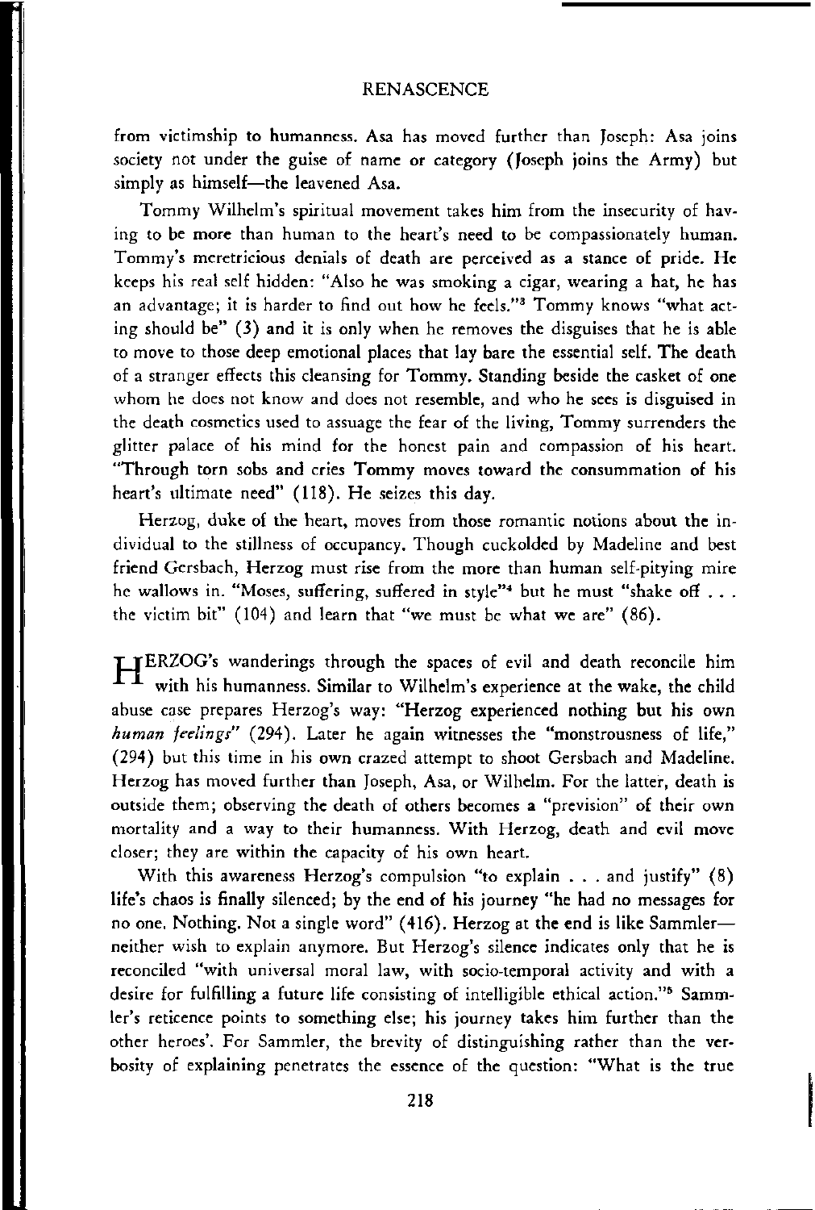from victimship to humanness. Asa has moved further than Joseph: Asa joins society not under the guise of name or category (Joseph joins the Army) but simply as himself—the leavened Asa.

Tommy Wilhelm's spiritual movement takes him from the insecurity of having to be more than human to the heart's need to be compassionately human. Tommy's meretricious denials of death are perceived as a stance of pride. He keeps his real self hidden: "Also he was smoking a cigar, wearing a hat, he has an advantage; it is harder to find out how he feels."[3] Tommy knows "what acting should be" (3) and it is only when he removes the disguises that he is able to move to those deep emotional places that lay bare the essential self. The death of a stranger effects this cleansing for Tommy. Standing beside the casket of one whom he does not know and does not resemble, and who he sees is disguised in the death cosmetics used to assuage the fear of the living, Tommy surrenders the glitter palace of his mind for the honest pain and compassion of his heart. "Through torn sobs and cries Tommy moves toward the consummation of his heart's ultimate need" (118). He seizes this day.

Herzog, duke of the heart, moves from those romantic notions about the individual to the stillness of occupancy. Though cuckolded by Madeline and best friend Gersbach, Herzog must rise from the more than human self-pitying mire he wallows in. "Moses, suffering, suffered in style"[4] but he must "shake off . . . the victim bit" (104) and learn that "we must be what we are" (86).

HERZOG's wanderings through the spaces of evil and death reconcile him with his humanness. Similar to Wilhelm's experience at the wake, the child abuse case prepares Herzog's way: "Herzog experienced nothing but his own *human feelings*" (294). Later he again witnesses the "monstrousness of life," (294) but this time in his own crazed attempt to shoot Gersbach and Madeline. Herzog has moved further than Joseph, Asa, or Wilhelm. For the latter, death is outside them; observing the death of others becomes a "prevision" of their own mortality and a way to their humanness. With Herzog, death and evil move closer; they are within the capacity of his own heart.

With this awareness Herzog's compulsion "to explain . . . and justify" (8) life's chaos is finally silenced; by the end of his journey "he had no messages for no one. Nothing. Not a single word" (416). Herzog at the end is like Sammler—neither wish to explain anymore. But Herzog's silence indicates only that he is reconciled "with universal moral law, with socio-temporal activity and with a desire for fulfilling a future life consisting of intelligible ethical action."[5] Sammler's reticence points to something else; his journey takes him further than the other heroes'. For Sammler, the brevity of distinguishing rather than the verbosity of explaining penetrates the essence of the question: "What is the true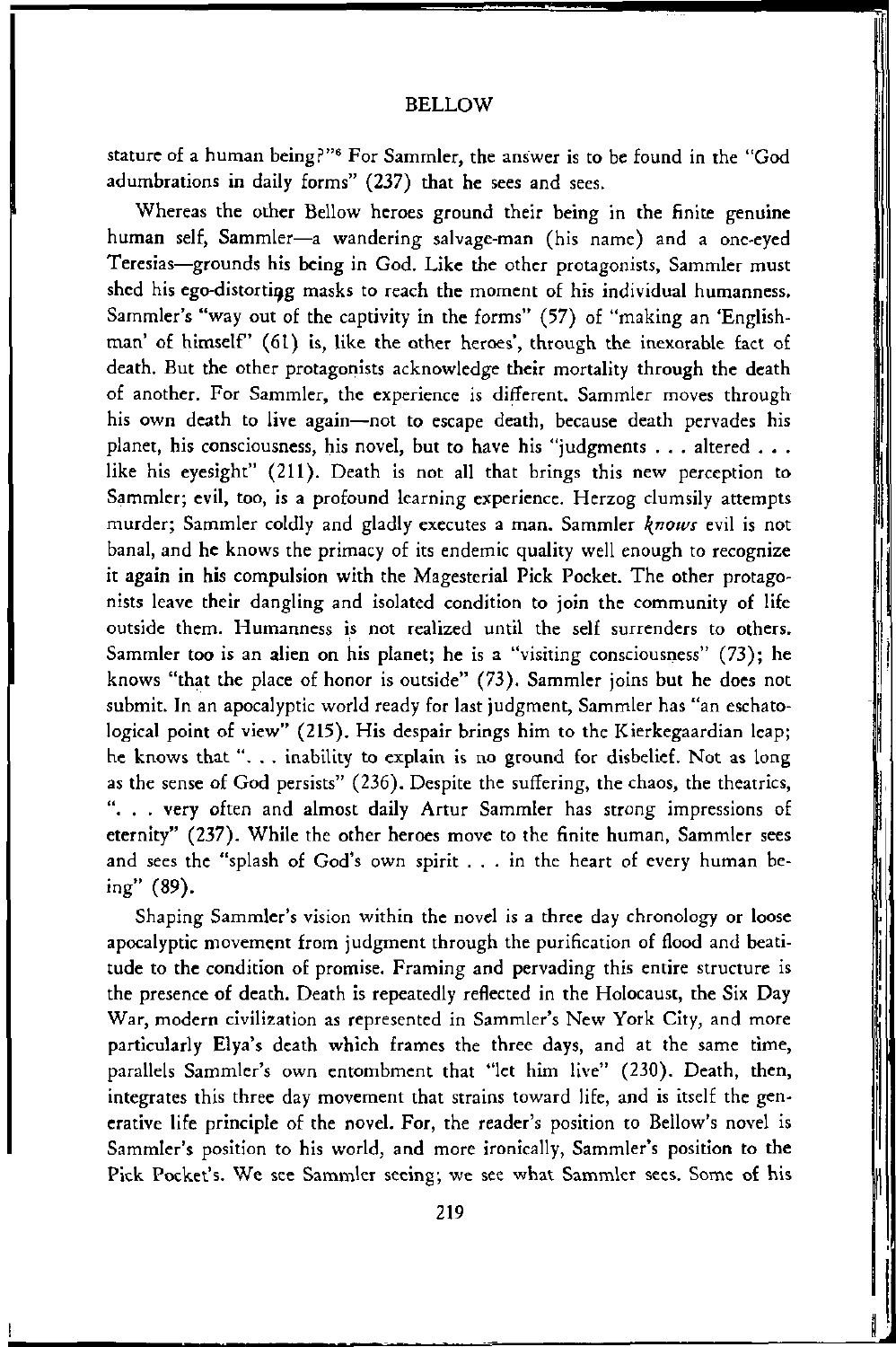stature of a human being?"[6] For Sammler, the answer is to be found in the "God adumbrations in daily forms" (237) that he sees and sees.

Whereas the other Bellow heroes ground their being in the finite genuine human self, Sammler—a wandering salvage-man (his name) and a one-eyed Teresias—grounds his being in God. Like the other protagonists, Sammler must shed his ego-distorting masks to reach the moment of his individual humanness. Sammler's "way out of the captivity in the forms" (57) of "making an 'Englishman' of himself" (61) is, like the other heroes', through the inexorable fact of death. But the other protagonists acknowledge their mortality through the death of another. For Sammler, the experience is different. Sammler moves through his own death to live again—not to escape death, because death pervades his planet, his consciousness, his novel, but to have his "judgments . . . altered . . . like his eyesight" (211). Death is not all that brings this new perception to Sammler; evil, too, is a profound learning experience. Herzog clumsily attempts murder; Sammler coldly and gladly executes a man. Sammler *knows* evil is not banal, and he knows the primacy of its endemic quality well enough to recognize it again in his compulsion with the Magesterial Pick Pocket. The other protagonists leave their dangling and isolated condition to join the community of life outside them. Humanness is not realized until the self surrenders to others. Sammler too is an alien on his planet; he is a "visiting consciousness" (73); he knows "that the place of honor is outside" (73). Sammler joins but he does not submit. In an apocalyptic world ready for last judgment, Sammler has "an eschatological point of view" (215). His despair brings him to the Kierkegaardian leap; he knows that ". . . inability to explain is no ground for disbelief. Not as long as the sense of God persists" (236). Despite the suffering, the chaos, the theatrics, ". . . very often and almost daily Artur Sammler has strong impressions of eternity" (237). While the other heroes move to the finite human, Sammler sees and sees the "splash of God's own spirit . . . in the heart of every human being" (89).

Shaping Sammler's vision within the novel is a three day chronology or loose apocalyptic movement from judgment through the purification of flood and beatitude to the condition of promise. Framing and pervading this entire structure is the presence of death. Death is repeatedly reflected in the Holocaust, the Six Day War, modern civilization as represented in Sammler's New York City, and more particularly Elya's death which frames the three days, and at the same time, parallels Sammler's own entombment that "let him live" (230). Death, then, integrates this three day movement that strains toward life, and is itself the generative life principle of the novel. For, the reader's position to Bellow's novel is Sammler's position to his world, and more ironically, Sammler's position to the Pick Pocket's. We see Sammler seeing; we see what Sammler sees. Some of his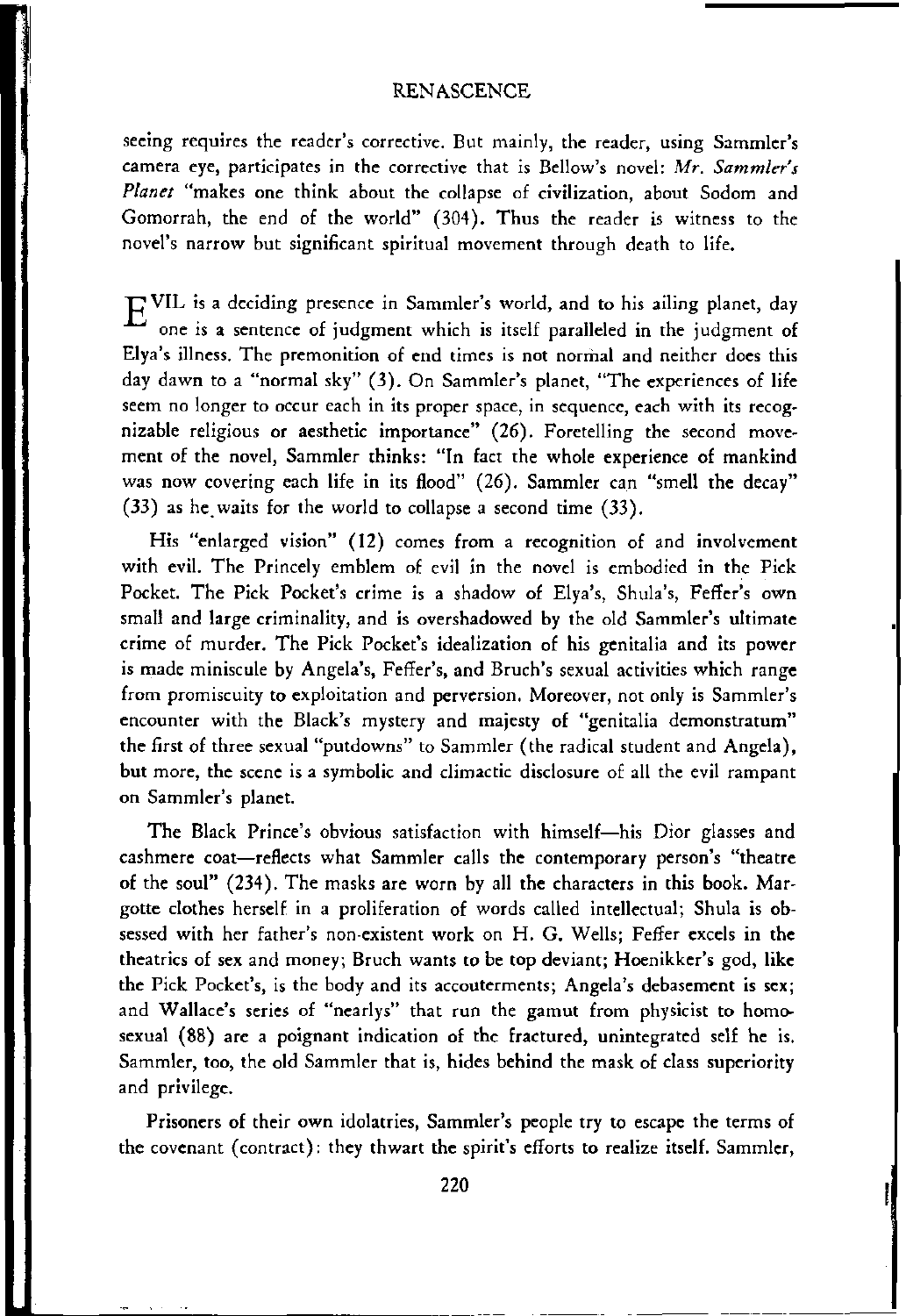seeing requires the reader's corrective. But mainly, the reader, using Sammler's camera eye, participates in the corrective that is Bellow's novel: *Mr. Sammler's Planet* "makes one think about the collapse of civilization, about Sodom and Gomorrah, the end of the world" (304). Thus the reader is witness to the novel's narrow but significant spiritual movement through death to life.

EVIL is a deciding presence in Sammler's world, and to his ailing planet, day one is a sentence of judgment which is itself paralleled in the judgment of Elya's illness. The premonition of end times is not normal and neither does this day dawn to a "normal sky" (3). On Sammler's planet, "The experiences of life seem no longer to occur each in its proper space, in sequence, each with its recognizable religious or aesthetic importance" (26). Foretelling the second movement of the novel, Sammler thinks: "In fact the whole experience of mankind was now covering each life in its flood" (26). Sammler can "smell the decay" (33) as he waits for the world to collapse a second time (33).

His "enlarged vision" (12) comes from a recognition of and involvement with evil. The Princely emblem of evil in the novel is embodied in the Pick Pocket. The Pick Pocket's crime is a shadow of Elya's, Shula's, Feffer's own small and large criminality, and is overshadowed by the old Sammler's ultimate crime of murder. The Pick Pocket's idealization of his genitalia and its power is made miniscule by Angela's, Feffer's, and Bruch's sexual activities which range from promiscuity to exploitation and perversion. Moreover, not only is Sammler's encounter with the Black's mystery and majesty of "genitalia demonstratum" the first of three sexual "putdowns" to Sammler (the radical student and Angela), but more, the scene is a symbolic and climactic disclosure of all the evil rampant on Sammler's planet.

The Black Prince's obvious satisfaction with himself—his Dior glasses and cashmere coat—reflects what Sammler calls the contemporary person's "theatre of the soul" (234). The masks are worn by all the characters in this book. Margotte clothes herself in a proliferation of words called intellectual; Shula is obsessed with her father's non-existent work on H. G. Wells; Feffer excels in the theatrics of sex and money; Bruch wants to be top deviant; Hoenikker's god, like the Pick Pocket's, is the body and its accouterments; Angela's debasement is sex; and Wallace's series of "nearlys" that run the gamut from physicist to homosexual (88) are a poignant indication of the fractured, unintegrated self he is. Sammler, too, the old Sammler that is, hides behind the mask of class superiority and privilege.

Prisoners of their own idolatries, Sammler's people try to escape the terms of the covenant (contract): they thwart the spirit's efforts to realize itself. Sammler,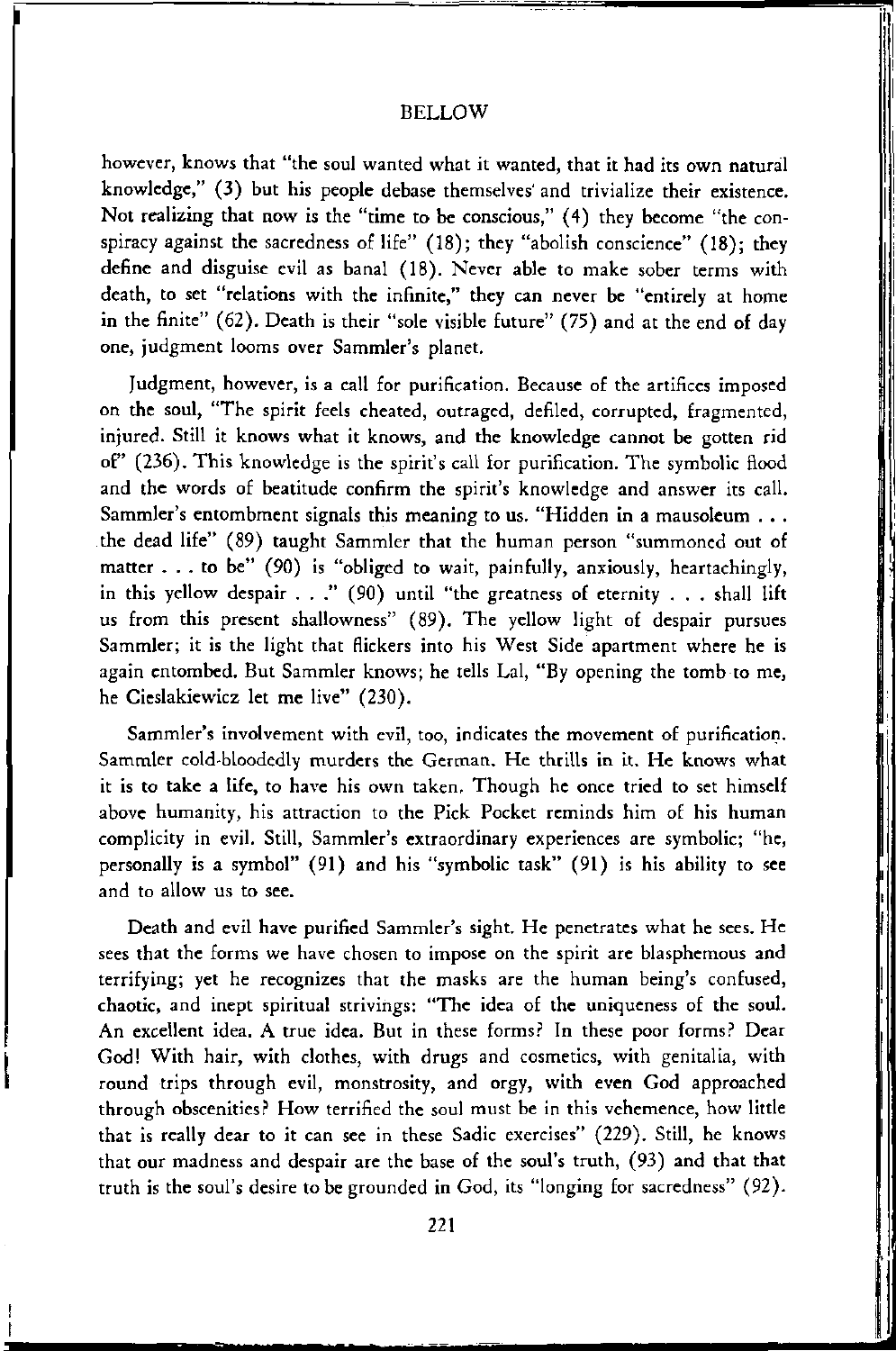however, knows that "the soul wanted what it wanted, that it had its own natural knowledge," (3) but his people debase themselves and trivialize their existence. Not realizing that now is the "time to be conscious," (4) they become "the conspiracy against the sacredness of life" (18); they "abolish conscience" (18); they define and disguise evil as banal (18). Never able to make sober terms with death, to set "relations with the infinite," they can never be "entirely at home in the finite" (62). Death is their "sole visible future" (75) and at the end of day one, judgment looms over Sammler's planet.

Judgment, however, is a call for purification. Because of the artifices imposed on the soul, "The spirit feels cheated, outraged, defiled, corrupted, fragmented, injured. Still it knows what it knows, and the knowledge cannot be gotten rid of" (236). This knowledge is the spirit's call for purification. The symbolic flood and the words of beatitude confirm the spirit's knowledge and answer its call. Sammler's entombment signals this meaning to us. "Hidden in a mausoleum . . . the dead life" (89) taught Sammler that the human person "summoned out of matter . . . to be" (90) is "obliged to wait, painfully, anxiously, heartachingly, in this yellow despair . . ." (90) until "the greatness of eternity . . . shall lift us from this present shallowness" (89). The yellow light of despair pursues Sammler; it is the light that flickers into his West Side apartment where he is again entombed. But Sammler knows; he tells Lal, "By opening the tomb to me, he Cieslakiewicz let me live" (230).

Sammler's involvement with evil, too, indicates the movement of purification. Sammler cold-bloodedly murders the German. He thrills in it. He knows what it is to take a life, to have his own taken. Though he once tried to set himself above humanity, his attraction to the Pick Pocket reminds him of his human complicity in evil. Still, Sammler's extraordinary experiences are symbolic; "he, personally is a symbol" (91) and his "symbolic task" (91) is his ability to see and to allow us to see.

Death and evil have purified Sammler's sight. He penetrates what he sees. He sees that the forms we have chosen to impose on the spirit are blasphemous and terrifying; yet he recognizes that the masks are the human being's confused, chaotic, and inept spiritual strivings: "The idea of the uniqueness of the soul. An excellent idea. A true idea. But in these forms? In these poor forms? Dear God! With hair, with clothes, with drugs and cosmetics, with genitalia, with round trips through evil, monstrosity, and orgy, with even God approached through obscenities? How terrified the soul must be in this vehemence, how little that is really dear to it can see in these Sadic exercises" (229). Still, he knows that our madness and despair are the base of the soul's truth, (93) and that that truth is the soul's desire to be grounded in God, its "longing for sacredness" (92).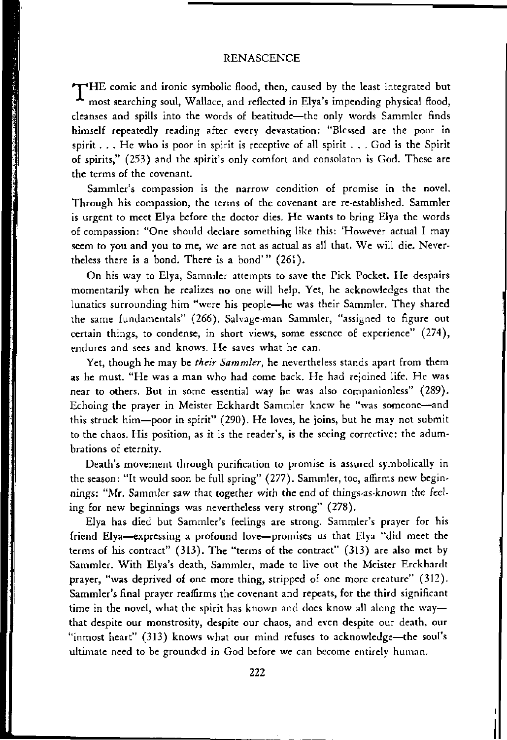THE comic and ironic symbolic flood, then, caused by the least integrated but most searching soul, Wallace, and reflected in Elya's impending physical flood, cleanses and spills into the words of beatitude—the only words Sammler finds himself repeatedly reading after every devastation: "Blessed are the poor in spirit . . . He who is poor in spirit is receptive of all spirit . . . God is the Spirit of spirits," (253) and the spirit's only comfort and consolaton is God. These are the terms of the covenant.

Sammler's compassion is the narrow condition of promise in the novel. Through his compassion, the terms of the covenant are re-established. Sammler is urgent to meet Elya before the doctor dies. He wants to bring Elya the words of compassion: "One should declare something like this: 'However actual I may seem to you and you to me, we are not as actual as all that. We will die. Nevertheless there is a bond. There is a bond'" (261).

On his way to Elya, Sammler attempts to save the Pick Pocket. He despairs momentarily when he realizes no one will help. Yet, he acknowledges that the lunatics surrounding him "were his people—he was their Sammler. They shared the same fundamentals" (266). Salvage-man Sammler, "assigned to figure out certain things, to condense, in short views, some essence of experience" (274), endures and sees and knows. He saves what he can.

Yet, though he may be *their Sammler,* he nevertheless stands apart from them as he must. "He was a man who had come back. He had rejoined life. He was near to others. But in some essential way he was also companionless" (289). Echoing the prayer in Meister Eckhardt Sammler knew he "was someone—and this struck him—poor in spirit" (290). He loves, he joins, but he may not submit to the chaos. His position, as it is the reader's, is the seeing corrective: the adumbrations of eternity.

Death's movement through purification to promise is assured symbolically in the season: "It would soon be full spring" (277). Sammler, too, affirms new beginnings: "Mr. Sammler saw that together with the end of things-as-known the feeling for new beginnings was nevertheless very strong" (278).

Elya has died but Sammler's feelings are strong. Sammler's prayer for his friend Elya—expressing a profound love—promises us that Elya "did meet the terms of his contract" (313). The "terms of the contract" (313) are also met by Sammler. With Elya's death, Sammler, made to live out the Meister Erckhardt prayer, "was deprived of one more thing, stripped of one more creature" (312). Sammler's final prayer reaffirms the covenant and repeats, for the third significant time in the novel, what the spirit has known and does know all along the way—that despite our monstrosity, despite our chaos, and even despite our death, our "inmost heart" (313) knows what our mind refuses to acknowledge—the soul's ultimate need to be grounded in God before we can become entirely human.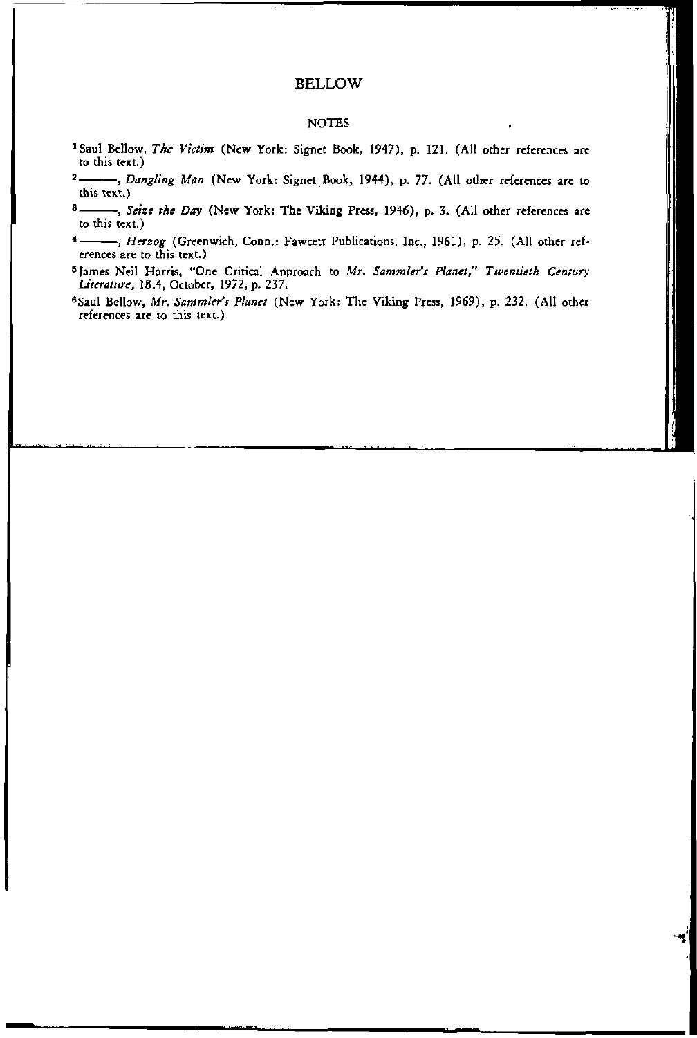# BELLOW

## NOTES

[1] Saul Bellow, *The Victim* (New York: Signet Book, 1947), p. 121. (All other references are to this text.)

[2] ———, *Dangling Man* (New York: Signet Book, 1944), p. 77. (All other references are to this text.)

[3] ———, *Seize the Day* (New York: The Viking Press, 1946), p. 3. (All other references are to this text.)

[4] ———, *Herzog* (Greenwich, Conn.: Fawcett Publications, Inc., 1961), p. 25. (All other references are to this text.)

[5] James Neil Harris, "One Critical Approach to *Mr. Sammler's Planet*," *Twentieth Century Literature,* 18:4, October, 1972, p. 237.

[6] Saul Bellow, *Mr. Sammler's Planet* (New York: The Viking Press, 1969), p. 232. (All other references are to this text.)